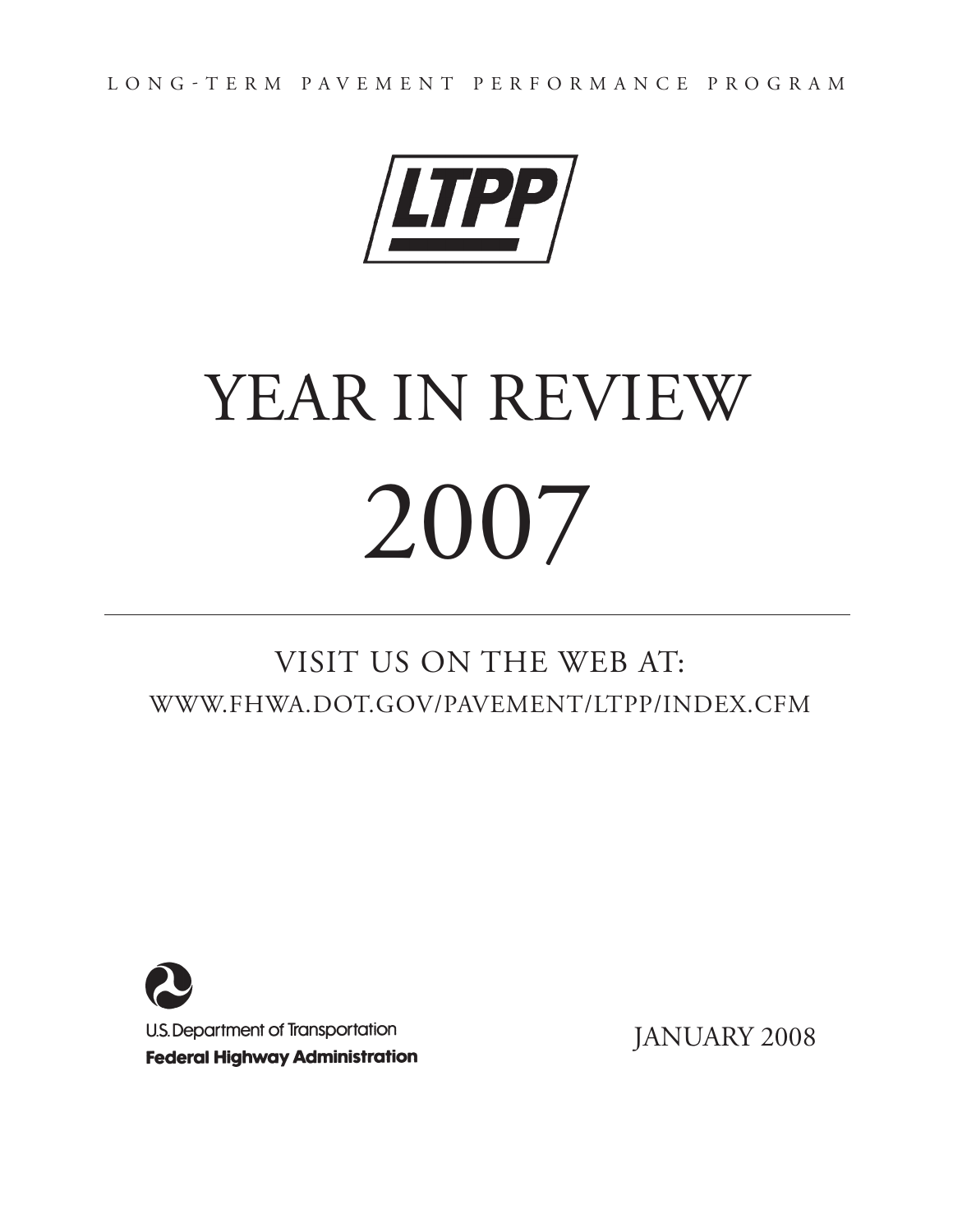LONG-TERM PAVEMENT PERFORMANCE PROGRAM

LTPP

# YEAR IN REVIEW

# 2007

VISIT US ON THE WEB AT:
WWW.FHWA.DOT.GOV/PAVEMENT/LTPP/INDEX.CFM

U.S. Department of Transportation
**Federal Highway Administration**

JANUARY 2008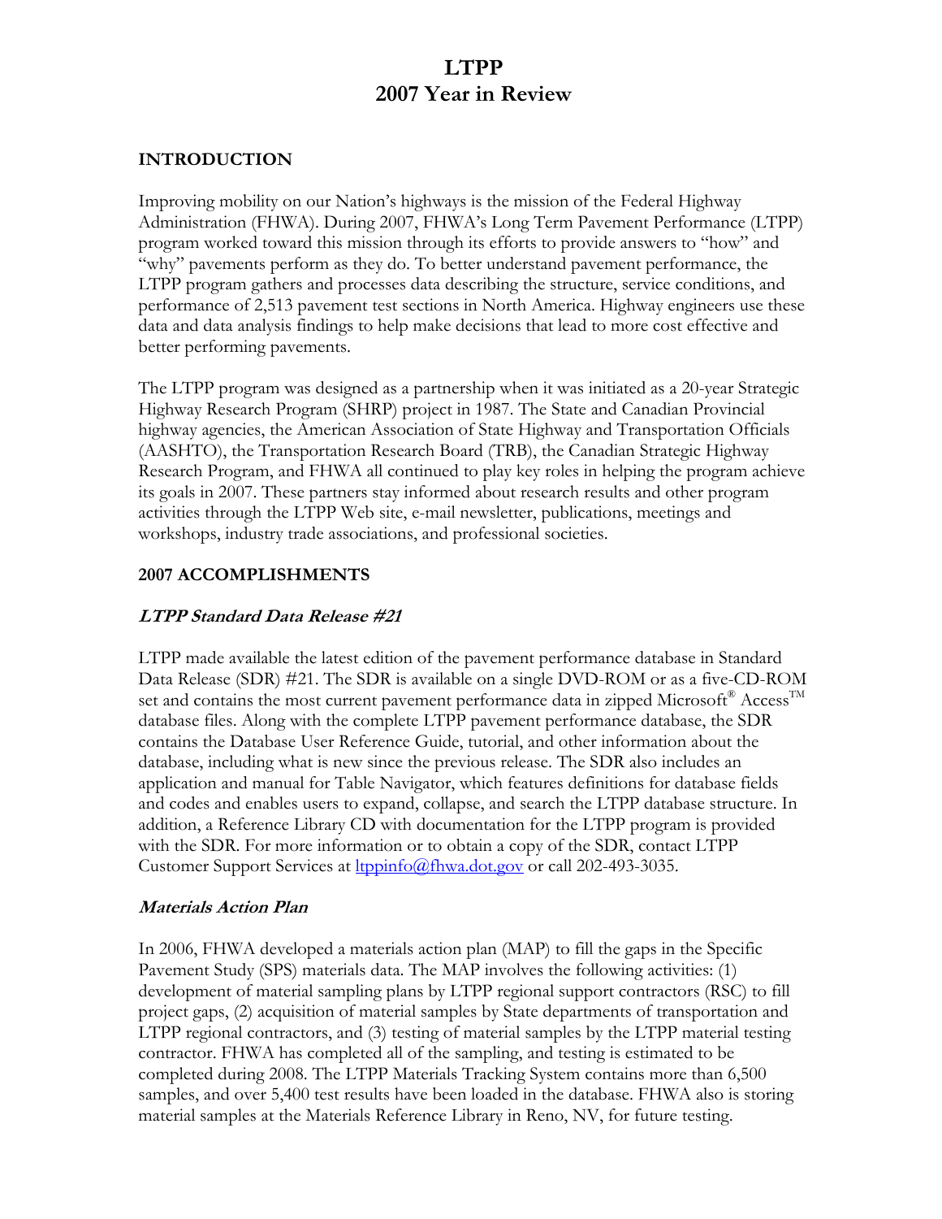# LTPP 2007 Year in Review

## INTRODUCTION

Improving mobility on our Nation's highways is the mission of the Federal Highway Administration (FHWA). During 2007, FHWA's Long Term Pavement Performance (LTPP) program worked toward this mission through its efforts to provide answers to "how" and "why" pavements perform as they do. To better understand pavement performance, the LTPP program gathers and processes data describing the structure, service conditions, and performance of 2,513 pavement test sections in North America. Highway engineers use these data and data analysis findings to help make decisions that lead to more cost effective and better performing pavements.

The LTPP program was designed as a partnership when it was initiated as a 20-year Strategic Highway Research Program (SHRP) project in 1987. The State and Canadian Provincial highway agencies, the American Association of State Highway and Transportation Officials (AASHTO), the Transportation Research Board (TRB), the Canadian Strategic Highway Research Program, and FHWA all continued to play key roles in helping the program achieve its goals in 2007. These partners stay informed about research results and other program activities through the LTPP Web site, e-mail newsletter, publications, meetings and workshops, industry trade associations, and professional societies.

## 2007 ACCOMPLISHMENTS

### *LTPP Standard Data Release #21*

LTPP made available the latest edition of the pavement performance database in Standard Data Release (SDR) #21. The SDR is available on a single DVD-ROM or as a five-CD-ROM set and contains the most current pavement performance data in zipped Microsoft® Access™ database files. Along with the complete LTPP pavement performance database, the SDR contains the Database User Reference Guide, tutorial, and other information about the database, including what is new since the previous release. The SDR also includes an application and manual for Table Navigator, which features definitions for database fields and codes and enables users to expand, collapse, and search the LTPP database structure. In addition, a Reference Library CD with documentation for the LTPP program is provided with the SDR. For more information or to obtain a copy of the SDR, contact LTPP Customer Support Services at ltppinfo@fhwa.dot.gov or call 202-493-3035.

### *Materials Action Plan*

In 2006, FHWA developed a materials action plan (MAP) to fill the gaps in the Specific Pavement Study (SPS) materials data. The MAP involves the following activities: (1) development of material sampling plans by LTPP regional support contractors (RSC) to fill project gaps, (2) acquisition of material samples by State departments of transportation and LTPP regional contractors, and (3) testing of material samples by the LTPP material testing contractor. FHWA has completed all of the sampling, and testing is estimated to be completed during 2008. The LTPP Materials Tracking System contains more than 6,500 samples, and over 5,400 test results have been loaded in the database. FHWA also is storing material samples at the Materials Reference Library in Reno, NV, for future testing.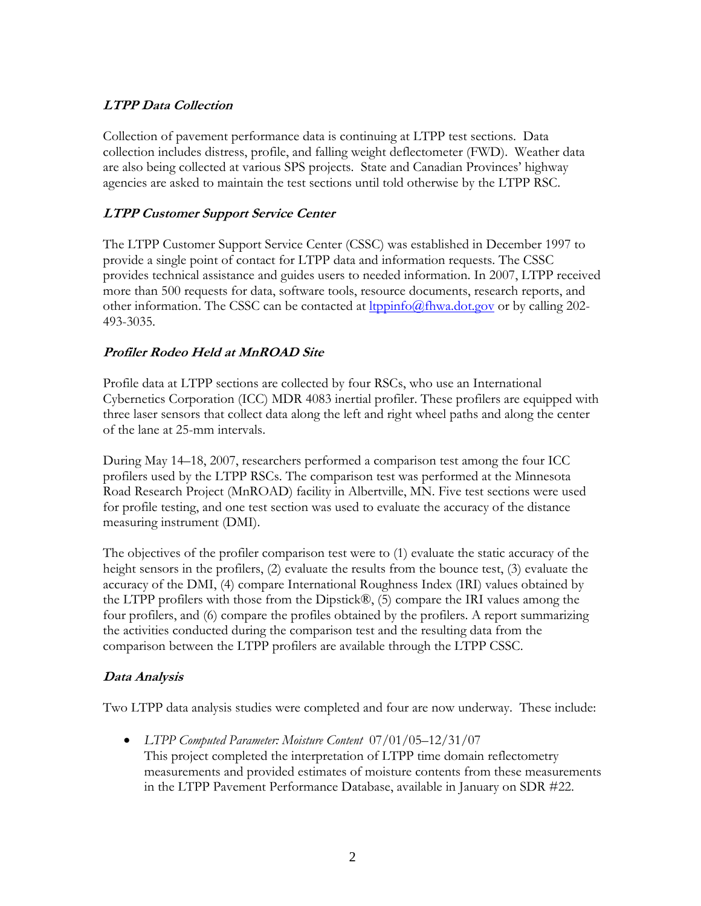### *LTPP Data Collection*

Collection of pavement performance data is continuing at LTPP test sections. Data collection includes distress, profile, and falling weight deflectometer (FWD). Weather data are also being collected at various SPS projects. State and Canadian Provinces' highway agencies are asked to maintain the test sections until told otherwise by the LTPP RSC.

### *LTPP Customer Support Service Center*

The LTPP Customer Support Service Center (CSSC) was established in December 1997 to provide a single point of contact for LTPP data and information requests. The CSSC provides technical assistance and guides users to needed information. In 2007, LTPP received more than 500 requests for data, software tools, resource documents, research reports, and other information. The CSSC can be contacted at ltppinfo@fhwa.dot.gov or by calling 202-493-3035.

### *Profiler Rodeo Held at MnROAD Site*

Profile data at LTPP sections are collected by four RSCs, who use an International Cybernetics Corporation (ICC) MDR 4083 inertial profiler. These profilers are equipped with three laser sensors that collect data along the left and right wheel paths and along the center of the lane at 25-mm intervals.

During May 14–18, 2007, researchers performed a comparison test among the four ICC profilers used by the LTPP RSCs. The comparison test was performed at the Minnesota Road Research Project (MnROAD) facility in Albertville, MN. Five test sections were used for profile testing, and one test section was used to evaluate the accuracy of the distance measuring instrument (DMI).

The objectives of the profiler comparison test were to (1) evaluate the static accuracy of the height sensors in the profilers, (2) evaluate the results from the bounce test, (3) evaluate the accuracy of the DMI, (4) compare International Roughness Index (IRI) values obtained by the LTPP profilers with those from the Dipstick®, (5) compare the IRI values among the four profilers, and (6) compare the profiles obtained by the profilers. A report summarizing the activities conducted during the comparison test and the resulting data from the comparison between the LTPP profilers are available through the LTPP CSSC.

### *Data Analysis*

Two LTPP data analysis studies were completed and four are now underway. These include:

- *LTPP Computed Parameter: Moisture Content* 07/01/05–12/31/07
  This project completed the interpretation of LTPP time domain reflectometry measurements and provided estimates of moisture contents from these measurements in the LTPP Pavement Performance Database, available in January on SDR #22.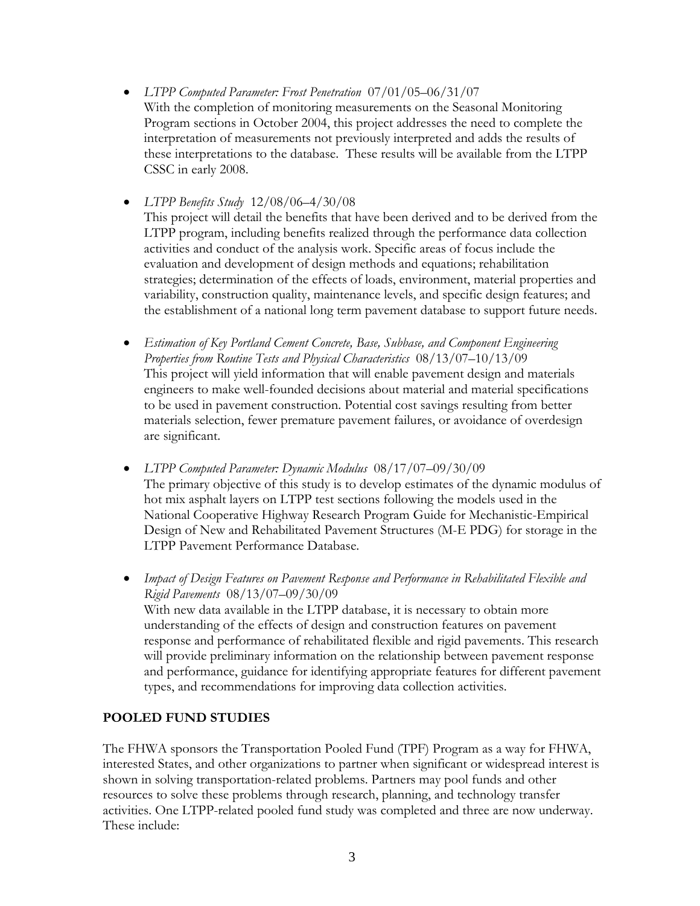- *LTPP Computed Parameter: Frost Penetration* 07/01/05–06/31/07
  With the completion of monitoring measurements on the Seasonal Monitoring Program sections in October 2004, this project addresses the need to complete the interpretation of measurements not previously interpreted and adds the results of these interpretations to the database. These results will be available from the LTPP CSSC in early 2008.

- *LTPP Benefits Study* 12/08/06–4/30/08
  This project will detail the benefits that have been derived and to be derived from the LTPP program, including benefits realized through the performance data collection activities and conduct of the analysis work. Specific areas of focus include the evaluation and development of design methods and equations; rehabilitation strategies; determination of the effects of loads, environment, material properties and variability, construction quality, maintenance levels, and specific design features; and the establishment of a national long term pavement database to support future needs.

- *Estimation of Key Portland Cement Concrete, Base, Subbase, and Component Engineering Properties from Routine Tests and Physical Characteristics* 08/13/07–10/13/09
  This project will yield information that will enable pavement design and materials engineers to make well-founded decisions about material and material specifications to be used in pavement construction. Potential cost savings resulting from better materials selection, fewer premature pavement failures, or avoidance of overdesign are significant.

- *LTPP Computed Parameter: Dynamic Modulus* 08/17/07–09/30/09
  The primary objective of this study is to develop estimates of the dynamic modulus of hot mix asphalt layers on LTPP test sections following the models used in the National Cooperative Highway Research Program Guide for Mechanistic-Empirical Design of New and Rehabilitated Pavement Structures (M-E PDG) for storage in the LTPP Pavement Performance Database.

- *Impact of Design Features on Pavement Response and Performance in Rehabilitated Flexible and Rigid Pavements* 08/13/07–09/30/09
  With new data available in the LTPP database, it is necessary to obtain more understanding of the effects of design and construction features on pavement response and performance of rehabilitated flexible and rigid pavements. This research will provide preliminary information on the relationship between pavement response and performance, guidance for identifying appropriate features for different pavement types, and recommendations for improving data collection activities.

## POOLED FUND STUDIES

The FHWA sponsors the Transportation Pooled Fund (TPF) Program as a way for FHWA, interested States, and other organizations to partner when significant or widespread interest is shown in solving transportation-related problems. Partners may pool funds and other resources to solve these problems through research, planning, and technology transfer activities. One LTPP-related pooled fund study was completed and three are now underway. These include: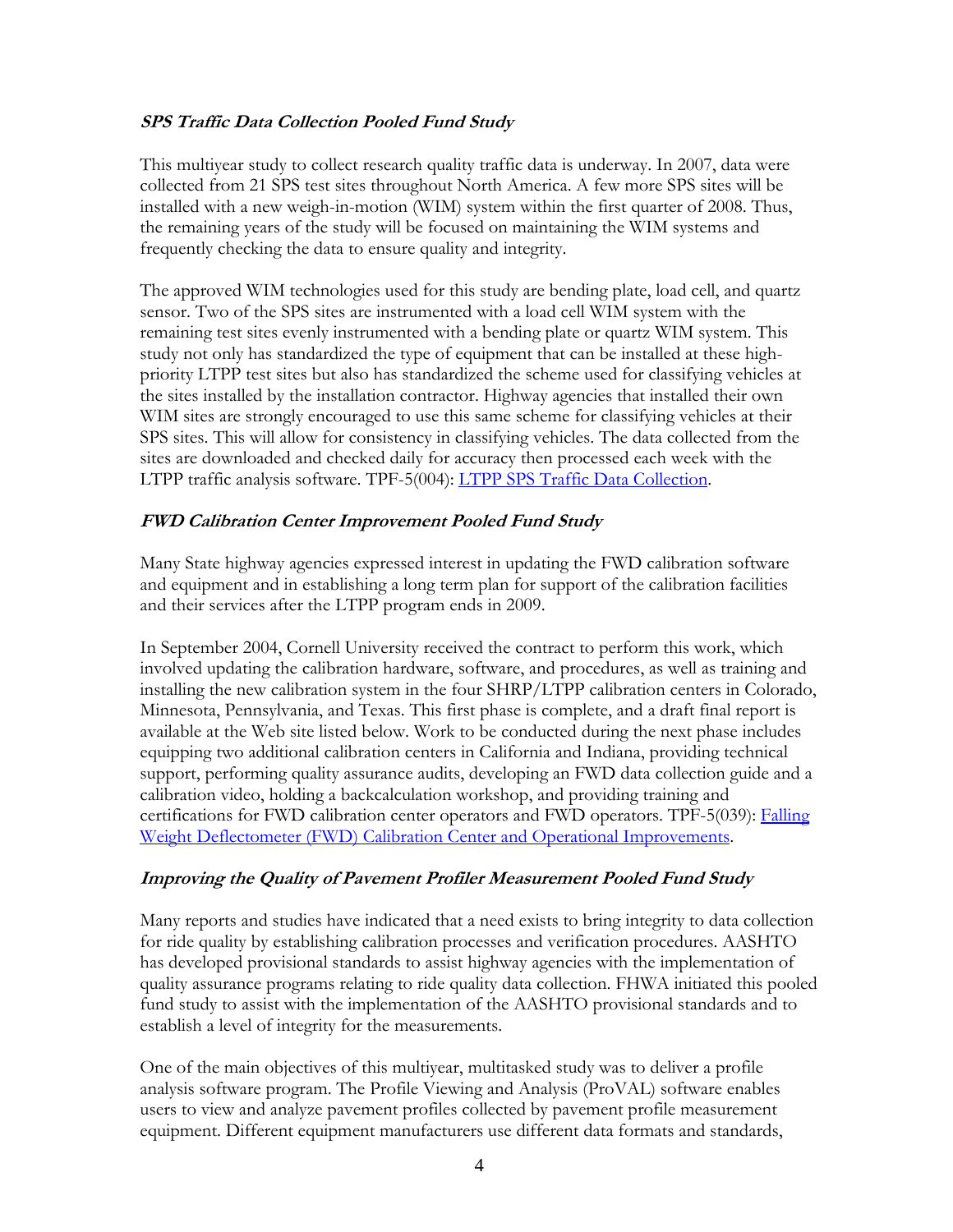### ***SPS Traffic Data Collection Pooled Fund Study***

This multiyear study to collect research quality traffic data is underway. In 2007, data were collected from 21 SPS test sites throughout North America. A few more SPS sites will be installed with a new weigh-in-motion (WIM) system within the first quarter of 2008. Thus, the remaining years of the study will be focused on maintaining the WIM systems and frequently checking the data to ensure quality and integrity.

The approved WIM technologies used for this study are bending plate, load cell, and quartz sensor. Two of the SPS sites are instrumented with a load cell WIM system with the remaining test sites evenly instrumented with a bending plate or quartz WIM system. This study not only has standardized the type of equipment that can be installed at these high-priority LTPP test sites but also has standardized the scheme used for classifying vehicles at the sites installed by the installation contractor. Highway agencies that installed their own WIM sites are strongly encouraged to use this same scheme for classifying vehicles at their SPS sites. This will allow for consistency in classifying vehicles. The data collected from the sites are downloaded and checked daily for accuracy then processed each week with the LTPP traffic analysis software. TPF-5(004): LTPP SPS Traffic Data Collection.

### ***FWD Calibration Center Improvement Pooled Fund Study***

Many State highway agencies expressed interest in updating the FWD calibration software and equipment and in establishing a long term plan for support of the calibration facilities and their services after the LTPP program ends in 2009.

In September 2004, Cornell University received the contract to perform this work, which involved updating the calibration hardware, software, and procedures, as well as training and installing the new calibration system in the four SHRP/LTPP calibration centers in Colorado, Minnesota, Pennsylvania, and Texas. This first phase is complete, and a draft final report is available at the Web site listed below. Work to be conducted during the next phase includes equipping two additional calibration centers in California and Indiana, providing technical support, performing quality assurance audits, developing an FWD data collection guide and a calibration video, holding a backcalculation workshop, and providing training and certifications for FWD calibration center operators and FWD operators. TPF-5(039): Falling Weight Deflectometer (FWD) Calibration Center and Operational Improvements.

### ***Improving the Quality of Pavement Profiler Measurement Pooled Fund Study***

Many reports and studies have indicated that a need exists to bring integrity to data collection for ride quality by establishing calibration processes and verification procedures. AASHTO has developed provisional standards to assist highway agencies with the implementation of quality assurance programs relating to ride quality data collection. FHWA initiated this pooled fund study to assist with the implementation of the AASHTO provisional standards and to establish a level of integrity for the measurements.

One of the main objectives of this multiyear, multitasked study was to deliver a profile analysis software program. The Profile Viewing and Analysis (ProVAL) software enables users to view and analyze pavement profiles collected by pavement profile measurement equipment. Different equipment manufacturers use different data formats and standards,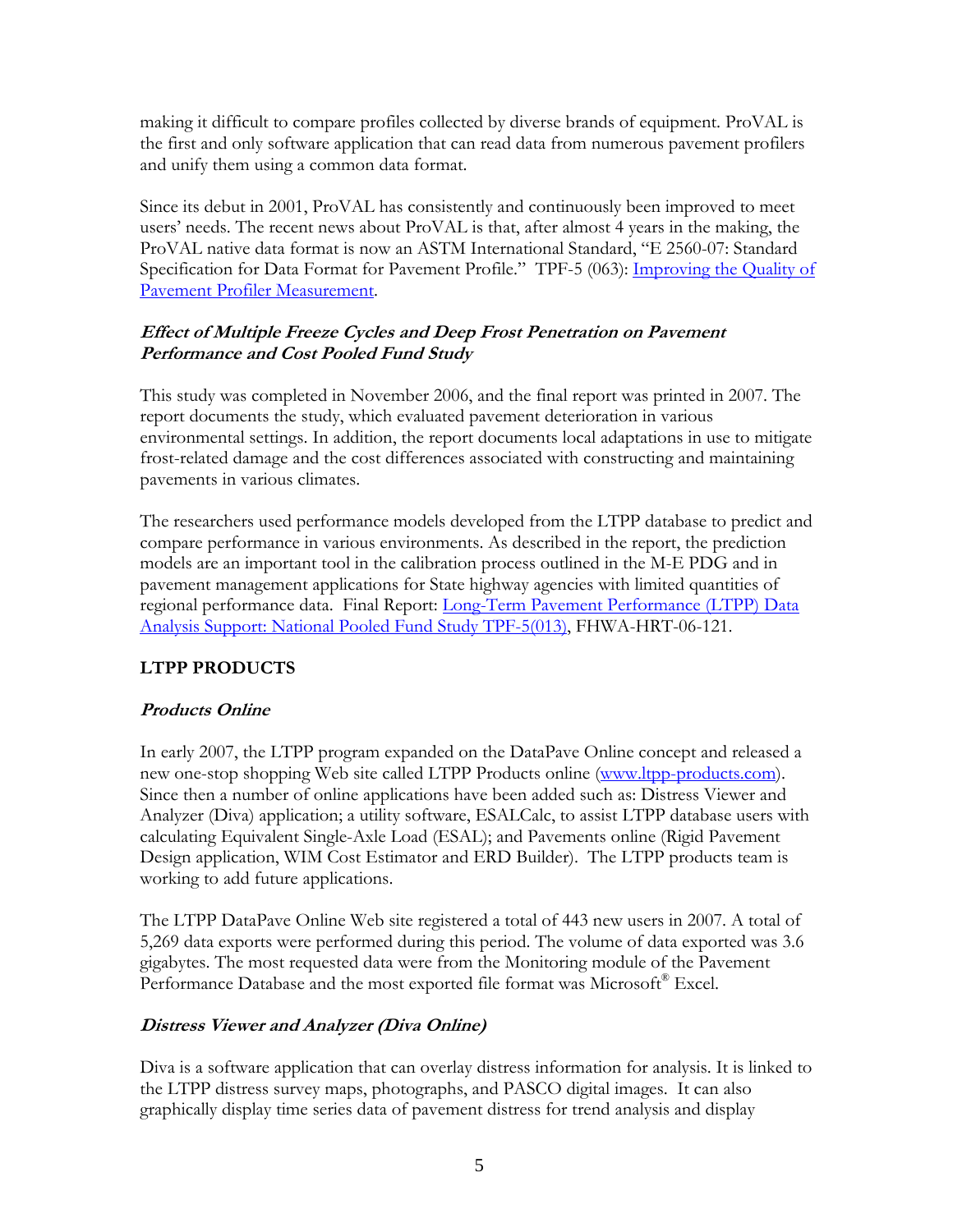making it difficult to compare profiles collected by diverse brands of equipment. ProVAL is the first and only software application that can read data from numerous pavement profilers and unify them using a common data format.

Since its debut in 2001, ProVAL has consistently and continuously been improved to meet users' needs. The recent news about ProVAL is that, after almost 4 years in the making, the ProVAL native data format is now an ASTM International Standard, "E 2560-07: Standard Specification for Data Format for Pavement Profile." TPF-5 (063): Improving the Quality of Pavement Profiler Measurement.

### *Effect of Multiple Freeze Cycles and Deep Frost Penetration on Pavement Performance and Cost Pooled Fund Study*

This study was completed in November 2006, and the final report was printed in 2007. The report documents the study, which evaluated pavement deterioration in various environmental settings. In addition, the report documents local adaptations in use to mitigate frost-related damage and the cost differences associated with constructing and maintaining pavements in various climates.

The researchers used performance models developed from the LTPP database to predict and compare performance in various environments. As described in the report, the prediction models are an important tool in the calibration process outlined in the M-E PDG and in pavement management applications for State highway agencies with limited quantities of regional performance data. Final Report: Long-Term Pavement Performance (LTPP) Data Analysis Support: National Pooled Fund Study TPF-5(013), FHWA-HRT-06-121.

## LTPP PRODUCTS

### *Products Online*

In early 2007, the LTPP program expanded on the DataPave Online concept and released a new one-stop shopping Web site called LTPP Products online (www.ltpp-products.com). Since then a number of online applications have been added such as: Distress Viewer and Analyzer (Diva) application; a utility software, ESALCalc, to assist LTPP database users with calculating Equivalent Single-Axle Load (ESAL); and Pavements online (Rigid Pavement Design application, WIM Cost Estimator and ERD Builder). The LTPP products team is working to add future applications.

The LTPP DataPave Online Web site registered a total of 443 new users in 2007. A total of 5,269 data exports were performed during this period. The volume of data exported was 3.6 gigabytes. The most requested data were from the Monitoring module of the Pavement Performance Database and the most exported file format was Microsoft® Excel.

### *Distress Viewer and Analyzer (Diva Online)*

Diva is a software application that can overlay distress information for analysis. It is linked to the LTPP distress survey maps, photographs, and PASCO digital images. It can also graphically display time series data of pavement distress for trend analysis and display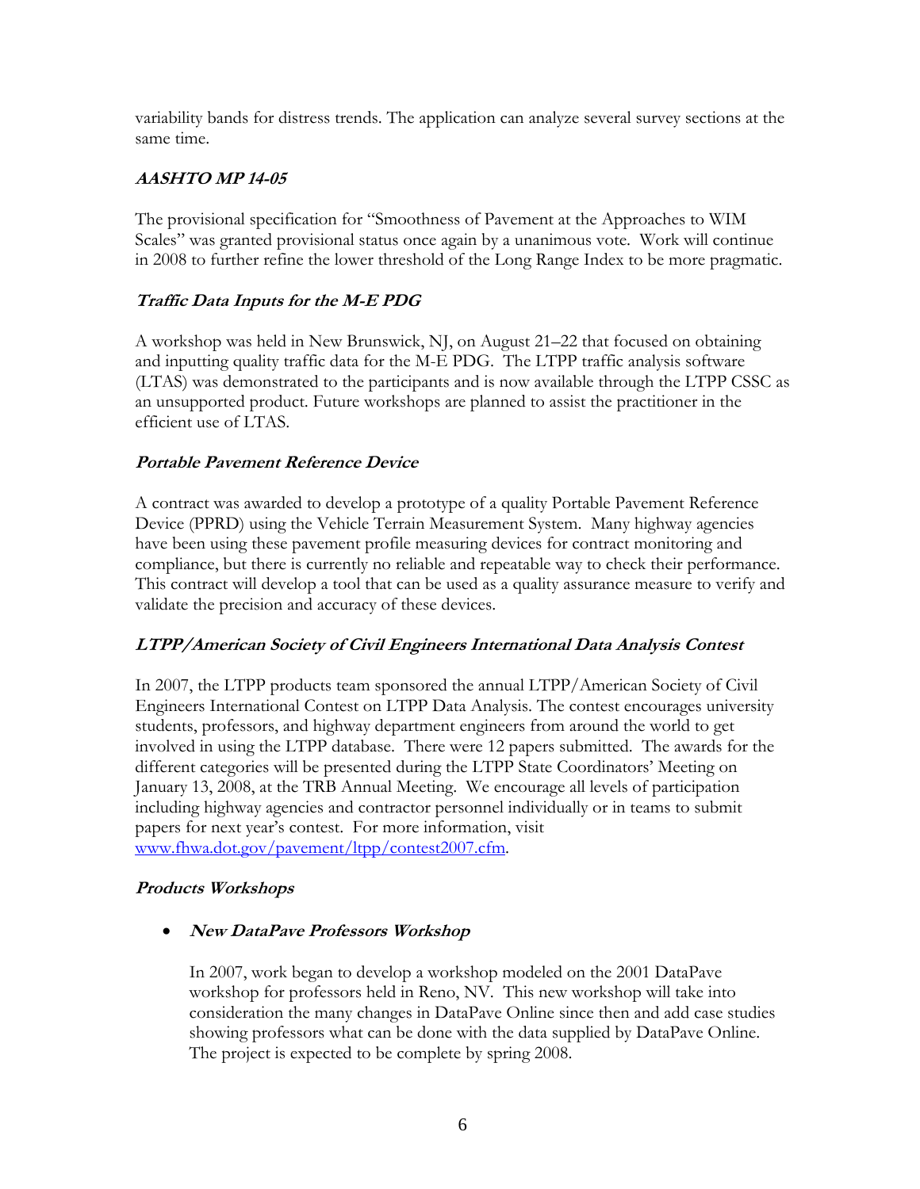variability bands for distress trends. The application can analyze several survey sections at the same time.

### *AASHTO MP 14-05*

The provisional specification for "Smoothness of Pavement at the Approaches to WIM Scales" was granted provisional status once again by a unanimous vote. Work will continue in 2008 to further refine the lower threshold of the Long Range Index to be more pragmatic.

### *Traffic Data Inputs for the M-E PDG*

A workshop was held in New Brunswick, NJ, on August 21–22 that focused on obtaining and inputting quality traffic data for the M-E PDG. The LTPP traffic analysis software (LTAS) was demonstrated to the participants and is now available through the LTPP CSSC as an unsupported product. Future workshops are planned to assist the practitioner in the efficient use of LTAS.

### *Portable Pavement Reference Device*

A contract was awarded to develop a prototype of a quality Portable Pavement Reference Device (PPRD) using the Vehicle Terrain Measurement System. Many highway agencies have been using these pavement profile measuring devices for contract monitoring and compliance, but there is currently no reliable and repeatable way to check their performance. This contract will develop a tool that can be used as a quality assurance measure to verify and validate the precision and accuracy of these devices.

### *LTPP/American Society of Civil Engineers International Data Analysis Contest*

In 2007, the LTPP products team sponsored the annual LTPP/American Society of Civil Engineers International Contest on LTPP Data Analysis. The contest encourages university students, professors, and highway department engineers from around the world to get involved in using the LTPP database. There were 12 papers submitted. The awards for the different categories will be presented during the LTPP State Coordinators' Meeting on January 13, 2008, at the TRB Annual Meeting. We encourage all levels of participation including highway agencies and contractor personnel individually or in teams to submit papers for next year's contest. For more information, visit [www.fhwa.dot.gov/pavement/ltpp/contest2007.cfm](http://www.fhwa.dot.gov/pavement/ltpp/contest2007.cfm).

### *Products Workshops*

- ***New DataPave Professors Workshop***

  In 2007, work began to develop a workshop modeled on the 2001 DataPave workshop for professors held in Reno, NV. This new workshop will take into consideration the many changes in DataPave Online since then and add case studies showing professors what can be done with the data supplied by DataPave Online. The project is expected to be complete by spring 2008.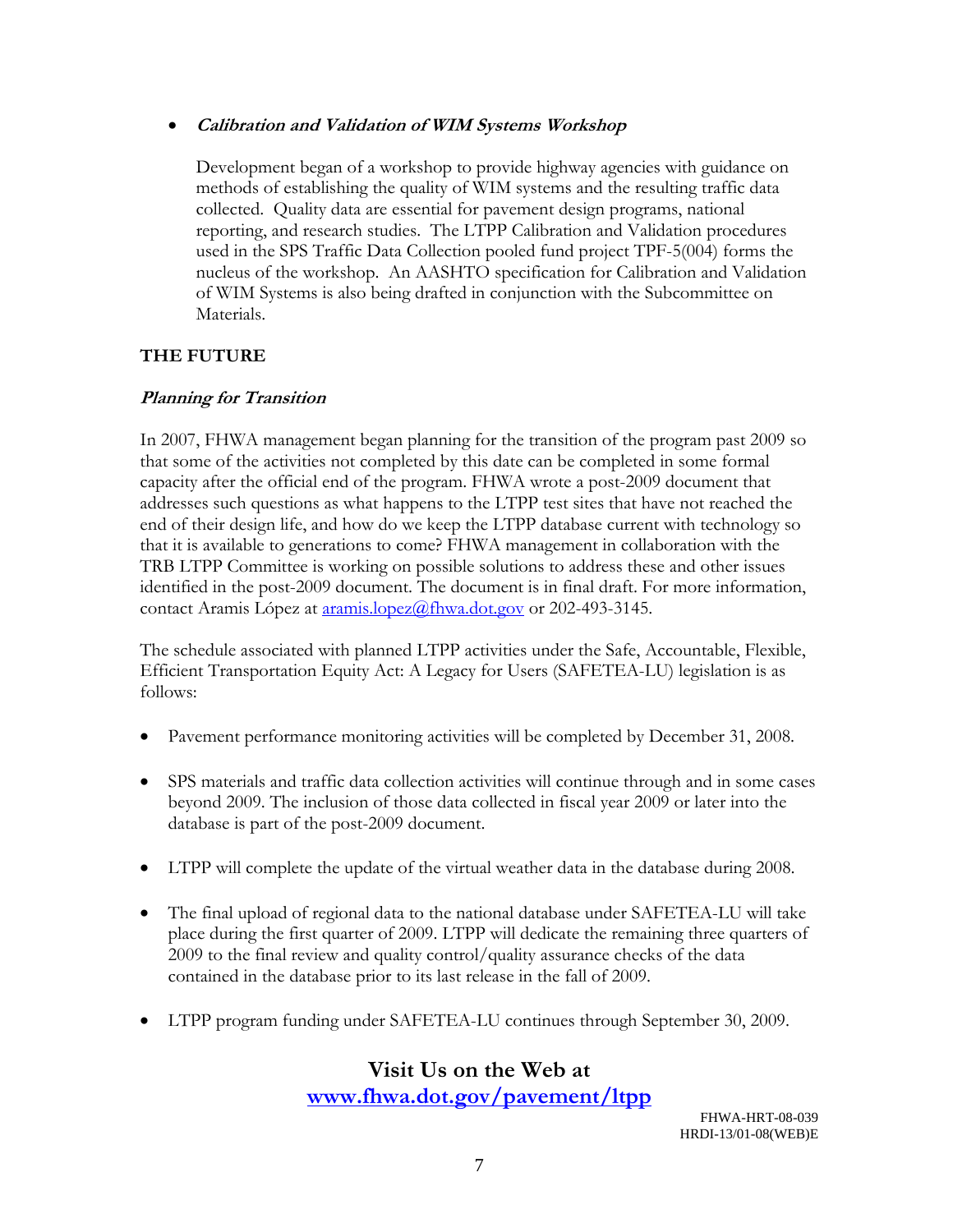- ***Calibration and Validation of WIM Systems Workshop***

  Development began of a workshop to provide highway agencies with guidance on methods of establishing the quality of WIM systems and the resulting traffic data collected. Quality data are essential for pavement design programs, national reporting, and research studies. The LTPP Calibration and Validation procedures used in the SPS Traffic Data Collection pooled fund project TPF-5(004) forms the nucleus of the workshop. An AASHTO specification for Calibration and Validation of WIM Systems is also being drafted in conjunction with the Subcommittee on Materials.

## THE FUTURE

### *Planning for Transition*

In 2007, FHWA management began planning for the transition of the program past 2009 so that some of the activities not completed by this date can be completed in some formal capacity after the official end of the program. FHWA wrote a post-2009 document that addresses such questions as what happens to the LTPP test sites that have not reached the end of their design life, and how do we keep the LTPP database current with technology so that it is available to generations to come? FHWA management in collaboration with the TRB LTPP Committee is working on possible solutions to address these and other issues identified in the post-2009 document. The document is in final draft. For more information, contact Aramis López at aramis.lopez@fhwa.dot.gov or 202-493-3145.

The schedule associated with planned LTPP activities under the Safe, Accountable, Flexible, Efficient Transportation Equity Act: A Legacy for Users (SAFETEA-LU) legislation is as follows:

- Pavement performance monitoring activities will be completed by December 31, 2008.
- SPS materials and traffic data collection activities will continue through and in some cases beyond 2009. The inclusion of those data collected in fiscal year 2009 or later into the database is part of the post-2009 document.
- LTPP will complete the update of the virtual weather data in the database during 2008.
- The final upload of regional data to the national database under SAFETEA-LU will take place during the first quarter of 2009. LTPP will dedicate the remaining three quarters of 2009 to the final review and quality control/quality assurance checks of the data contained in the database prior to its last release in the fall of 2009.
- LTPP program funding under SAFETEA-LU continues through September 30, 2009.

**Visit Us on the Web at**
**www.fhwa.dot.gov/pavement/ltpp**

FHWA-HRT-08-039
HRDI-13/01-08(WEB)E